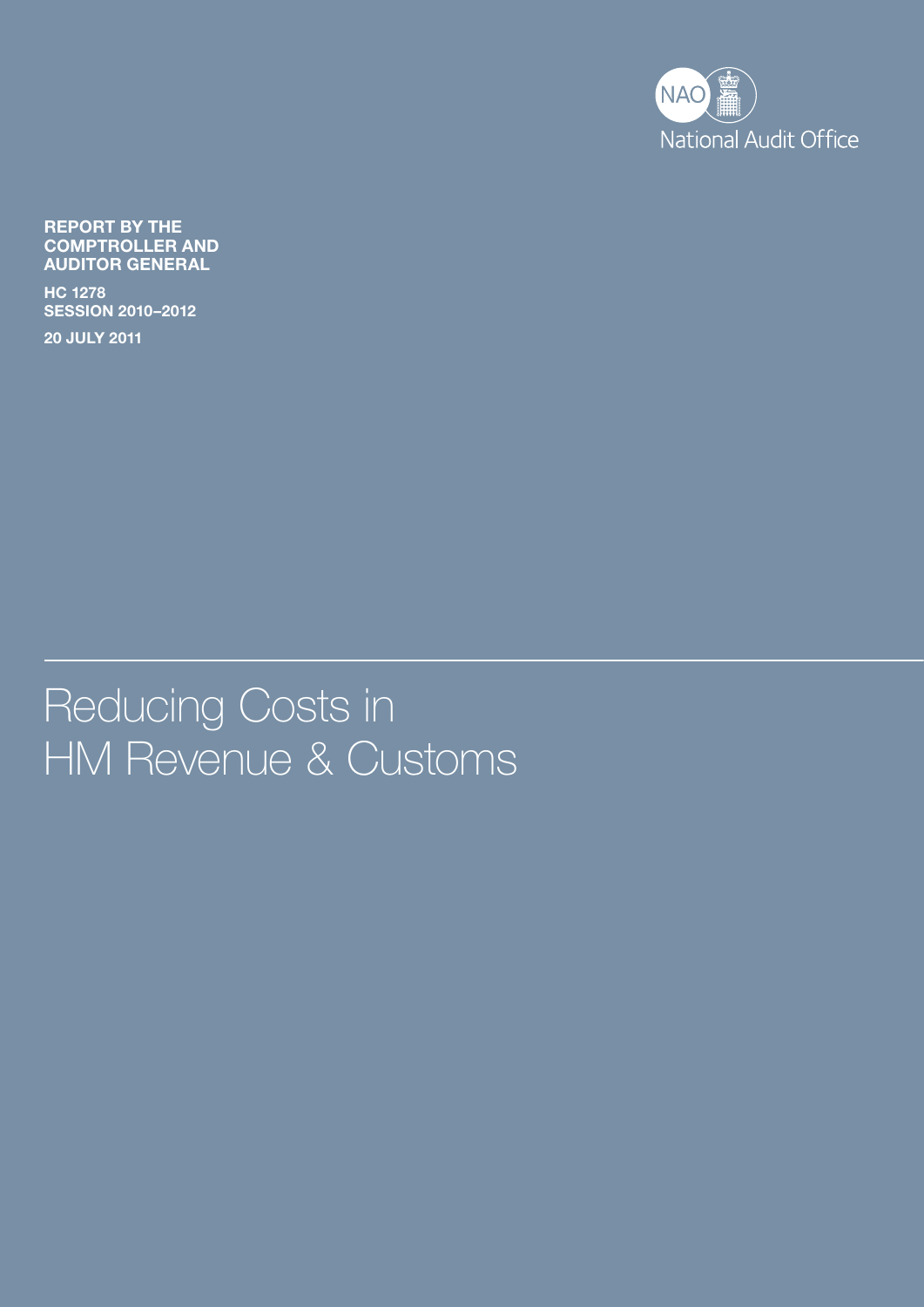National Audit Office

**REPORT BY THE COMPTROLLER AND AUDITOR GENERAL**

**HC 1278**
**SESSION 2010–2012**

**20 JULY 2011**

# Reducing Costs in HM Revenue & Customs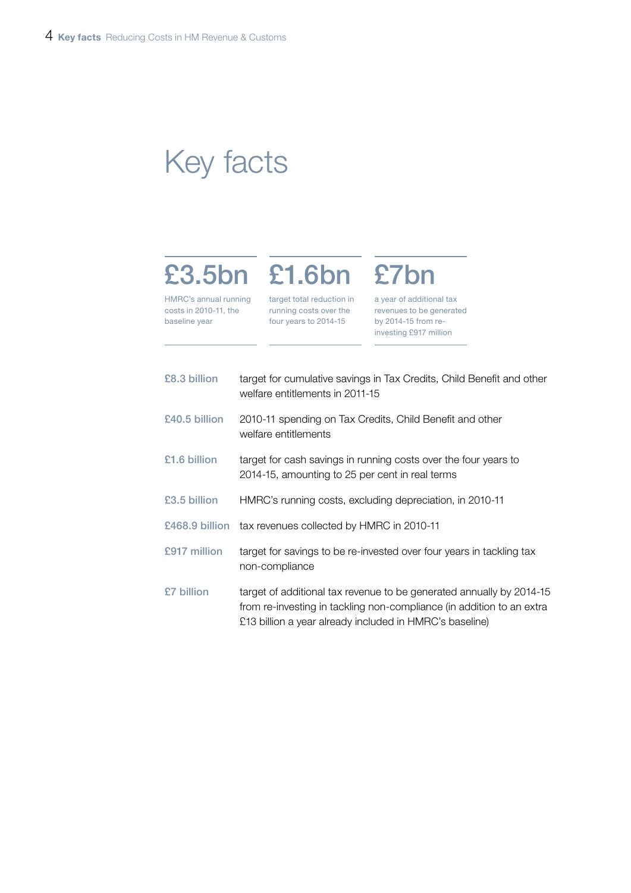# Key facts

**£3.5bn**

HMRC's annual running costs in 2010-11, the baseline year

**£1.6bn**

target total reduction in running costs over the four years to 2014-15

**£7bn**

a year of additional tax revenues to be generated by 2014-15 from re-investing £917 million

| | |
|---|---|
| £8.3 billion | target for cumulative savings in Tax Credits, Child Benefit and other welfare entitlements in 2011-15 |
| £40.5 billion | 2010-11 spending on Tax Credits, Child Benefit and other welfare entitlements |
| £1.6 billion | target for cash savings in running costs over the four years to 2014-15, amounting to 25 per cent in real terms |
| £3.5 billion | HMRC's running costs, excluding depreciation, in 2010-11 |
| £468.9 billion | tax revenues collected by HMRC in 2010-11 |
| £917 million | target for savings to be re-invested over four years in tackling tax non-compliance |
| £7 billion | target of additional tax revenue to be generated annually by 2014-15 from re-investing in tackling non-compliance (in addition to an extra £13 billion a year already included in HMRC's baseline) |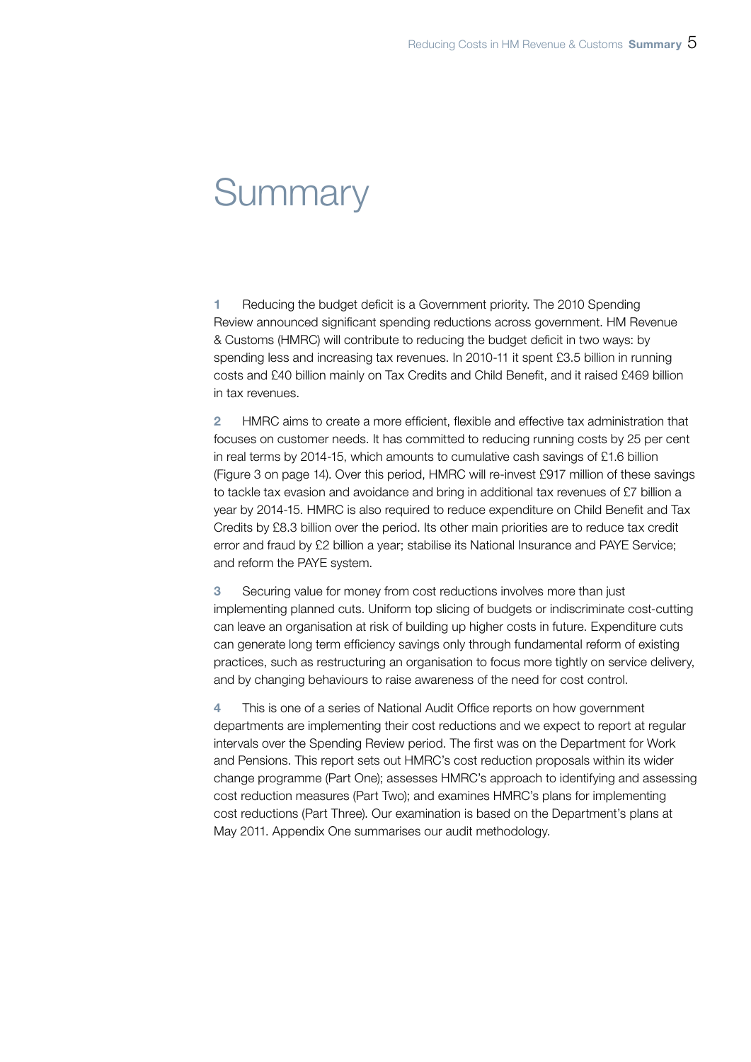# Summary

**1** Reducing the budget deficit is a Government priority. The 2010 Spending Review announced significant spending reductions across government. HM Revenue & Customs (HMRC) will contribute to reducing the budget deficit in two ways: by spending less and increasing tax revenues. In 2010-11 it spent £3.5 billion in running costs and £40 billion mainly on Tax Credits and Child Benefit, and it raised £469 billion in tax revenues.

**2** HMRC aims to create a more efficient, flexible and effective tax administration that focuses on customer needs. It has committed to reducing running costs by 25 per cent in real terms by 2014-15, which amounts to cumulative cash savings of £1.6 billion (Figure 3 on page 14). Over this period, HMRC will re-invest £917 million of these savings to tackle tax evasion and avoidance and bring in additional tax revenues of £7 billion a year by 2014-15. HMRC is also required to reduce expenditure on Child Benefit and Tax Credits by £8.3 billion over the period. Its other main priorities are to reduce tax credit error and fraud by £2 billion a year; stabilise its National Insurance and PAYE Service; and reform the PAYE system.

**3** Securing value for money from cost reductions involves more than just implementing planned cuts. Uniform top slicing of budgets or indiscriminate cost-cutting can leave an organisation at risk of building up higher costs in future. Expenditure cuts can generate long term efficiency savings only through fundamental reform of existing practices, such as restructuring an organisation to focus more tightly on service delivery, and by changing behaviours to raise awareness of the need for cost control.

**4** This is one of a series of National Audit Office reports on how government departments are implementing their cost reductions and we expect to report at regular intervals over the Spending Review period. The first was on the Department for Work and Pensions. This report sets out HMRC's cost reduction proposals within its wider change programme (Part One); assesses HMRC's approach to identifying and assessing cost reduction measures (Part Two); and examines HMRC's plans for implementing cost reductions (Part Three). Our examination is based on the Department's plans at May 2011. Appendix One summarises our audit methodology.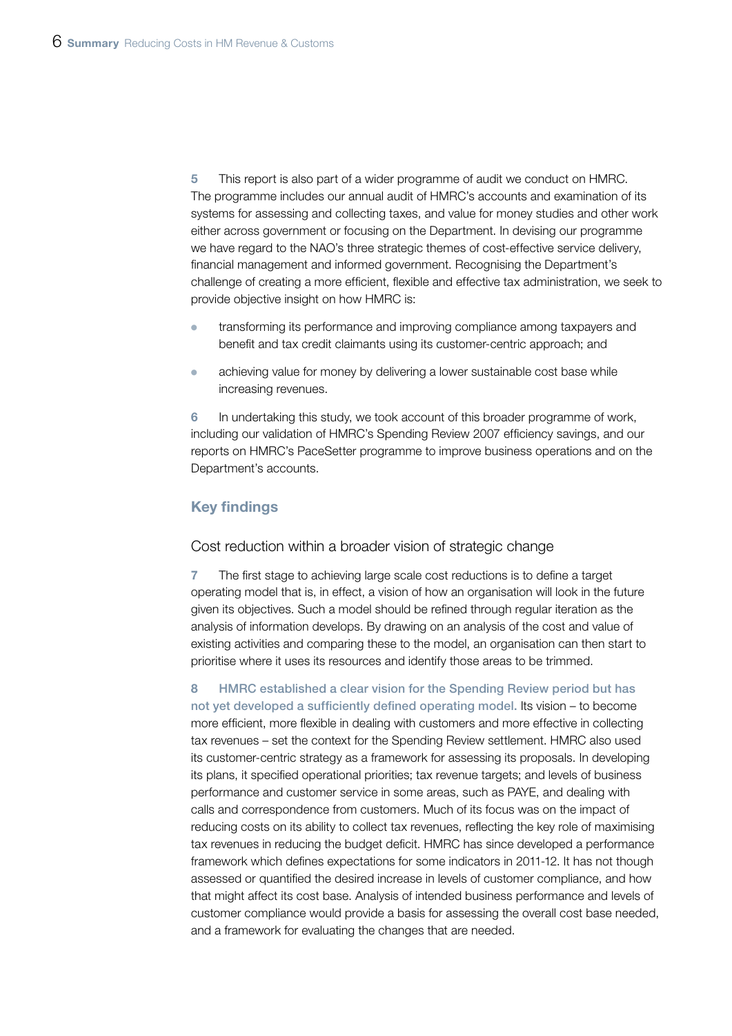5 This report is also part of a wider programme of audit we conduct on HMRC. The programme includes our annual audit of HMRC's accounts and examination of its systems for assessing and collecting taxes, and value for money studies and other work either across government or focusing on the Department. In devising our programme we have regard to the NAO's three strategic themes of cost-effective service delivery, financial management and informed government. Recognising the Department's challenge of creating a more efficient, flexible and effective tax administration, we seek to provide objective insight on how HMRC is:

- transforming its performance and improving compliance among taxpayers and benefit and tax credit claimants using its customer-centric approach; and
- achieving value for money by delivering a lower sustainable cost base while increasing revenues.

6 In undertaking this study, we took account of this broader programme of work, including our validation of HMRC's Spending Review 2007 efficiency savings, and our reports on HMRC's PaceSetter programme to improve business operations and on the Department's accounts.

## Key findings

### Cost reduction within a broader vision of strategic change

7 The first stage to achieving large scale cost reductions is to define a target operating model that is, in effect, a vision of how an organisation will look in the future given its objectives. Such a model should be refined through regular iteration as the analysis of information develops. By drawing on an analysis of the cost and value of existing activities and comparing these to the model, an organisation can then start to prioritise where it uses its resources and identify those areas to be trimmed.

8 **HMRC established a clear vision for the Spending Review period but has not yet developed a sufficiently defined operating model.** Its vision – to become more efficient, more flexible in dealing with customers and more effective in collecting tax revenues – set the context for the Spending Review settlement. HMRC also used its customer-centric strategy as a framework for assessing its proposals. In developing its plans, it specified operational priorities; tax revenue targets; and levels of business performance and customer service in some areas, such as PAYE, and dealing with calls and correspondence from customers. Much of its focus was on the impact of reducing costs on its ability to collect tax revenues, reflecting the key role of maximising tax revenues in reducing the budget deficit. HMRC has since developed a performance framework which defines expectations for some indicators in 2011-12. It has not though assessed or quantified the desired increase in levels of customer compliance, and how that might affect its cost base. Analysis of intended business performance and levels of customer compliance would provide a basis for assessing the overall cost base needed, and a framework for evaluating the changes that are needed.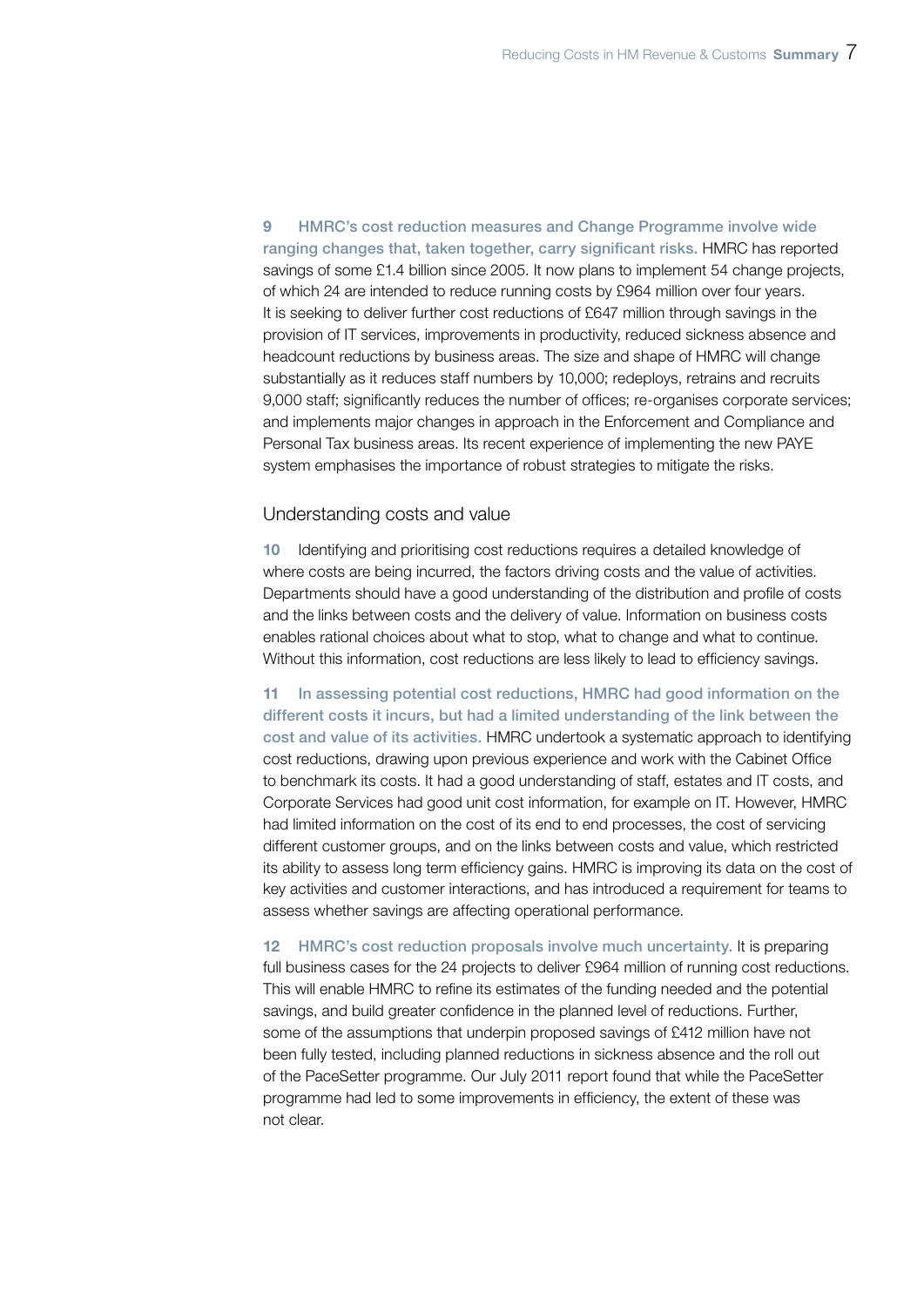**9 HMRC's cost reduction measures and Change Programme involve wide ranging changes that, taken together, carry significant risks.** HMRC has reported savings of some £1.4 billion since 2005. It now plans to implement 54 change projects, of which 24 are intended to reduce running costs by £964 million over four years. It is seeking to deliver further cost reductions of £647 million through savings in the provision of IT services, improvements in productivity, reduced sickness absence and headcount reductions by business areas. The size and shape of HMRC will change substantially as it reduces staff numbers by 10,000; redeploys, retrains and recruits 9,000 staff; significantly reduces the number of offices; re-organises corporate services; and implements major changes in approach in the Enforcement and Compliance and Personal Tax business areas. Its recent experience of implementing the new PAYE system emphasises the importance of robust strategies to mitigate the risks.

## Understanding costs and value

**10** Identifying and prioritising cost reductions requires a detailed knowledge of where costs are being incurred, the factors driving costs and the value of activities. Departments should have a good understanding of the distribution and profile of costs and the links between costs and the delivery of value. Information on business costs enables rational choices about what to stop, what to change and what to continue. Without this information, cost reductions are less likely to lead to efficiency savings.

**11 In assessing potential cost reductions, HMRC had good information on the different costs it incurs, but had a limited understanding of the link between the cost and value of its activities.** HMRC undertook a systematic approach to identifying cost reductions, drawing upon previous experience and work with the Cabinet Office to benchmark its costs. It had a good understanding of staff, estates and IT costs, and Corporate Services had good unit cost information, for example on IT. However, HMRC had limited information on the cost of its end to end processes, the cost of servicing different customer groups, and on the links between costs and value, which restricted its ability to assess long term efficiency gains. HMRC is improving its data on the cost of key activities and customer interactions, and has introduced a requirement for teams to assess whether savings are affecting operational performance.

**12 HMRC's cost reduction proposals involve much uncertainty.** It is preparing full business cases for the 24 projects to deliver £964 million of running cost reductions. This will enable HMRC to refine its estimates of the funding needed and the potential savings, and build greater confidence in the planned level of reductions. Further, some of the assumptions that underpin proposed savings of £412 million have not been fully tested, including planned reductions in sickness absence and the roll out of the PaceSetter programme. Our July 2011 report found that while the PaceSetter programme had led to some improvements in efficiency, the extent of these was not clear.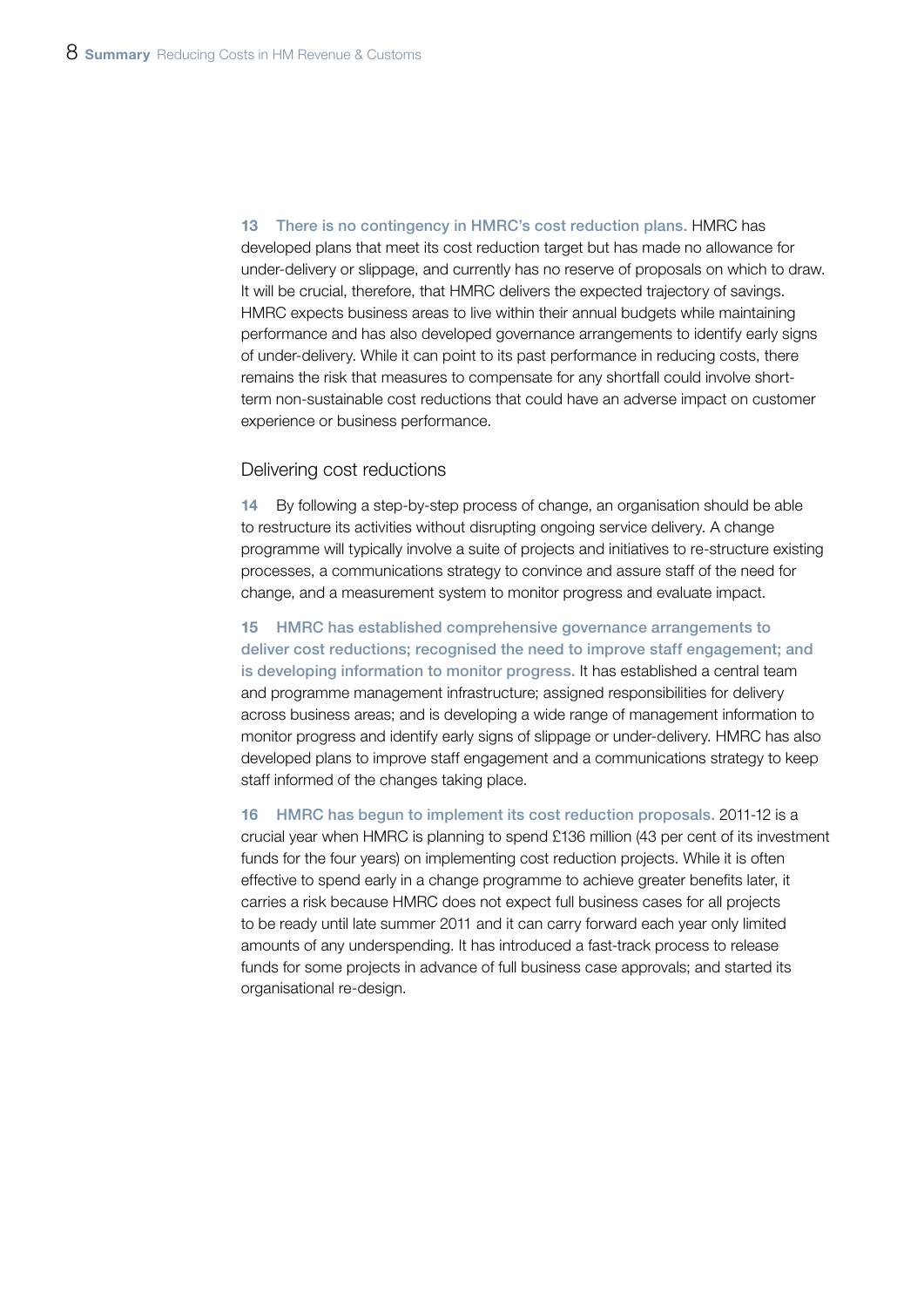**13 There is no contingency in HMRC's cost reduction plans.** HMRC has developed plans that meet its cost reduction target but has made no allowance for under-delivery or slippage, and currently has no reserve of proposals on which to draw. It will be crucial, therefore, that HMRC delivers the expected trajectory of savings. HMRC expects business areas to live within their annual budgets while maintaining performance and has also developed governance arrangements to identify early signs of under-delivery. While it can point to its past performance in reducing costs, there remains the risk that measures to compensate for any shortfall could involve short-term non-sustainable cost reductions that could have an adverse impact on customer experience or business performance.

## Delivering cost reductions

**14** By following a step-by-step process of change, an organisation should be able to restructure its activities without disrupting ongoing service delivery. A change programme will typically involve a suite of projects and initiatives to re-structure existing processes, a communications strategy to convince and assure staff of the need for change, and a measurement system to monitor progress and evaluate impact.

**15 HMRC has established comprehensive governance arrangements to deliver cost reductions; recognised the need to improve staff engagement; and is developing information to monitor progress.** It has established a central team and programme management infrastructure; assigned responsibilities for delivery across business areas; and is developing a wide range of management information to monitor progress and identify early signs of slippage or under-delivery. HMRC has also developed plans to improve staff engagement and a communications strategy to keep staff informed of the changes taking place.

**16 HMRC has begun to implement its cost reduction proposals.** 2011-12 is a crucial year when HMRC is planning to spend £136 million (43 per cent of its investment funds for the four years) on implementing cost reduction projects. While it is often effective to spend early in a change programme to achieve greater benefits later, it carries a risk because HMRC does not expect full business cases for all projects to be ready until late summer 2011 and it can carry forward each year only limited amounts of any underspending. It has introduced a fast-track process to release funds for some projects in advance of full business case approvals; and started its organisational re-design.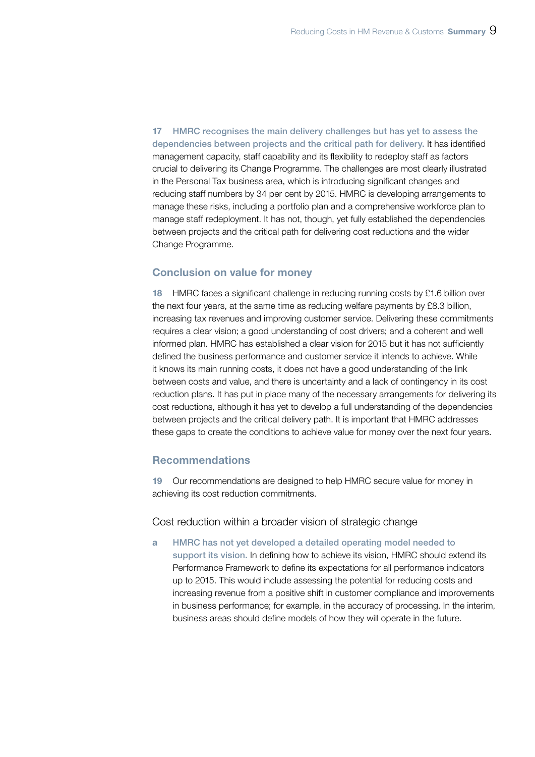**17** **HMRC recognises the main delivery challenges but has yet to assess the dependencies between projects and the critical path for delivery.** It has identified management capacity, staff capability and its flexibility to redeploy staff as factors crucial to delivering its Change Programme. The challenges are most clearly illustrated in the Personal Tax business area, which is introducing significant changes and reducing staff numbers by 34 per cent by 2015. HMRC is developing arrangements to manage these risks, including a portfolio plan and a comprehensive workforce plan to manage staff redeployment. It has not, though, yet fully established the dependencies between projects and the critical path for delivering cost reductions and the wider Change Programme.

## Conclusion on value for money

**18** HMRC faces a significant challenge in reducing running costs by £1.6 billion over the next four years, at the same time as reducing welfare payments by £8.3 billion, increasing tax revenues and improving customer service. Delivering these commitments requires a clear vision; a good understanding of cost drivers; and a coherent and well informed plan. HMRC has established a clear vision for 2015 but it has not sufficiently defined the business performance and customer service it intends to achieve. While it knows its main running costs, it does not have a good understanding of the link between costs and value, and there is uncertainty and a lack of contingency in its cost reduction plans. It has put in place many of the necessary arrangements for delivering its cost reductions, although it has yet to develop a full understanding of the dependencies between projects and the critical delivery path. It is important that HMRC addresses these gaps to create the conditions to achieve value for money over the next four years.

## Recommendations

**19** Our recommendations are designed to help HMRC secure value for money in achieving its cost reduction commitments.

### Cost reduction within a broader vision of strategic change

**a** **HMRC has not yet developed a detailed operating model needed to support its vision.** In defining how to achieve its vision, HMRC should extend its Performance Framework to define its expectations for all performance indicators up to 2015. This would include assessing the potential for reducing costs and increasing revenue from a positive shift in customer compliance and improvements in business performance; for example, in the accuracy of processing. In the interim, business areas should define models of how they will operate in the future.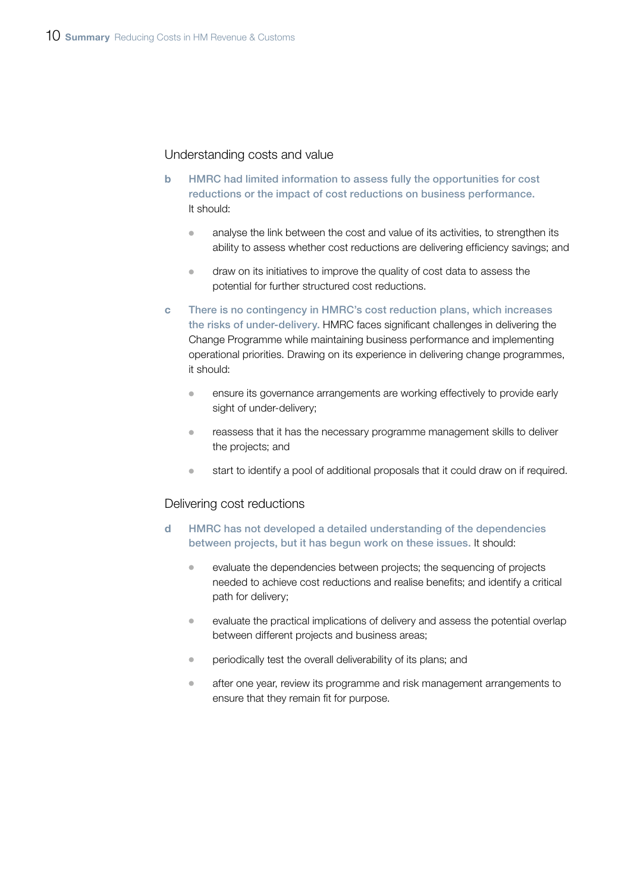## Understanding costs and value

**b** **HMRC had limited information to assess fully the opportunities for cost reductions or the impact of cost reductions on business performance.** It should:

- analyse the link between the cost and value of its activities, to strengthen its ability to assess whether cost reductions are delivering efficiency savings; and
- draw on its initiatives to improve the quality of cost data to assess the potential for further structured cost reductions.

**c** **There is no contingency in HMRC's cost reduction plans, which increases the risks of under-delivery.** HMRC faces significant challenges in delivering the Change Programme while maintaining business performance and implementing operational priorities. Drawing on its experience in delivering change programmes, it should:

- ensure its governance arrangements are working effectively to provide early sight of under-delivery;
- reassess that it has the necessary programme management skills to deliver the projects; and
- start to identify a pool of additional proposals that it could draw on if required.

## Delivering cost reductions

**d** **HMRC has not developed a detailed understanding of the dependencies between projects, but it has begun work on these issues.** It should:

- evaluate the dependencies between projects; the sequencing of projects needed to achieve cost reductions and realise benefits; and identify a critical path for delivery;
- evaluate the practical implications of delivery and assess the potential overlap between different projects and business areas;
- periodically test the overall deliverability of its plans; and
- after one year, review its programme and risk management arrangements to ensure that they remain fit for purpose.